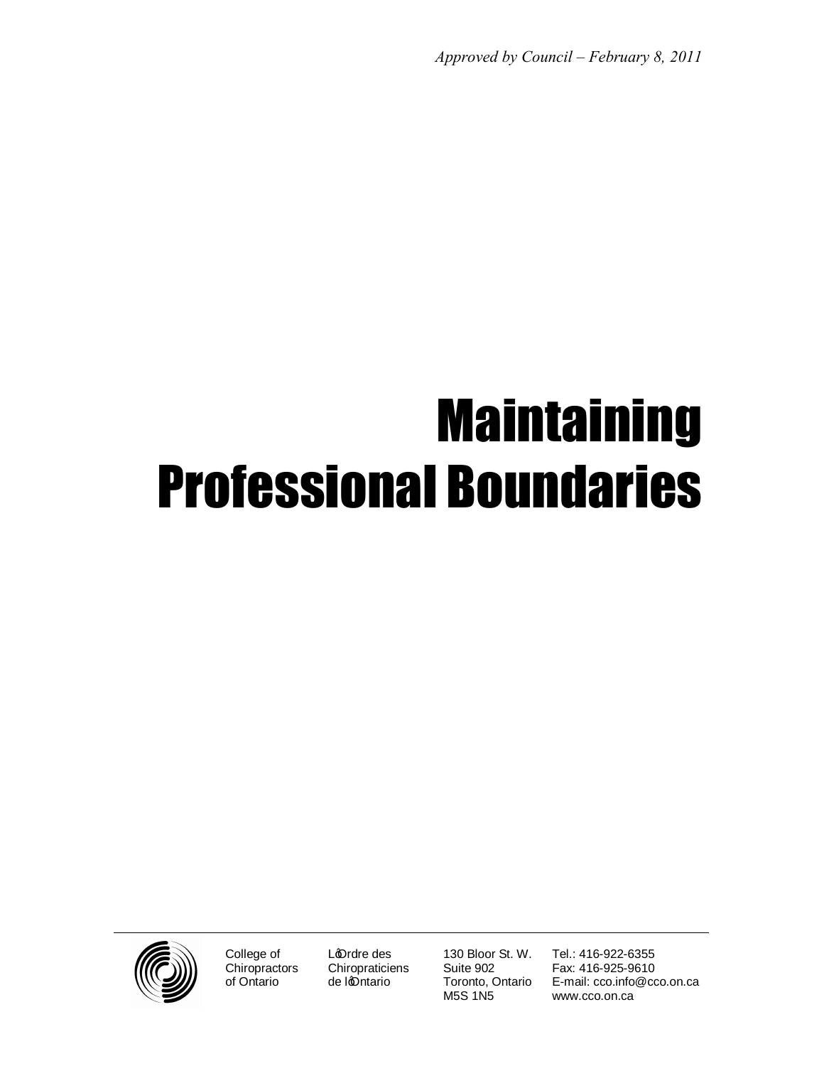*Approved by Council – February 8, 2011*

# Maintaining Professional Boundaries

College of Chiropractors of Ontario

L'Ordre des Chiropraticiens de l'Ontario

130 Bloor St. W.
Suite 902
Toronto, Ontario
M5S 1N5

Tel.: 416-922-6355
Fax: 416-925-9610
E-mail: cco.info@cco.on.ca
www.cco.on.ca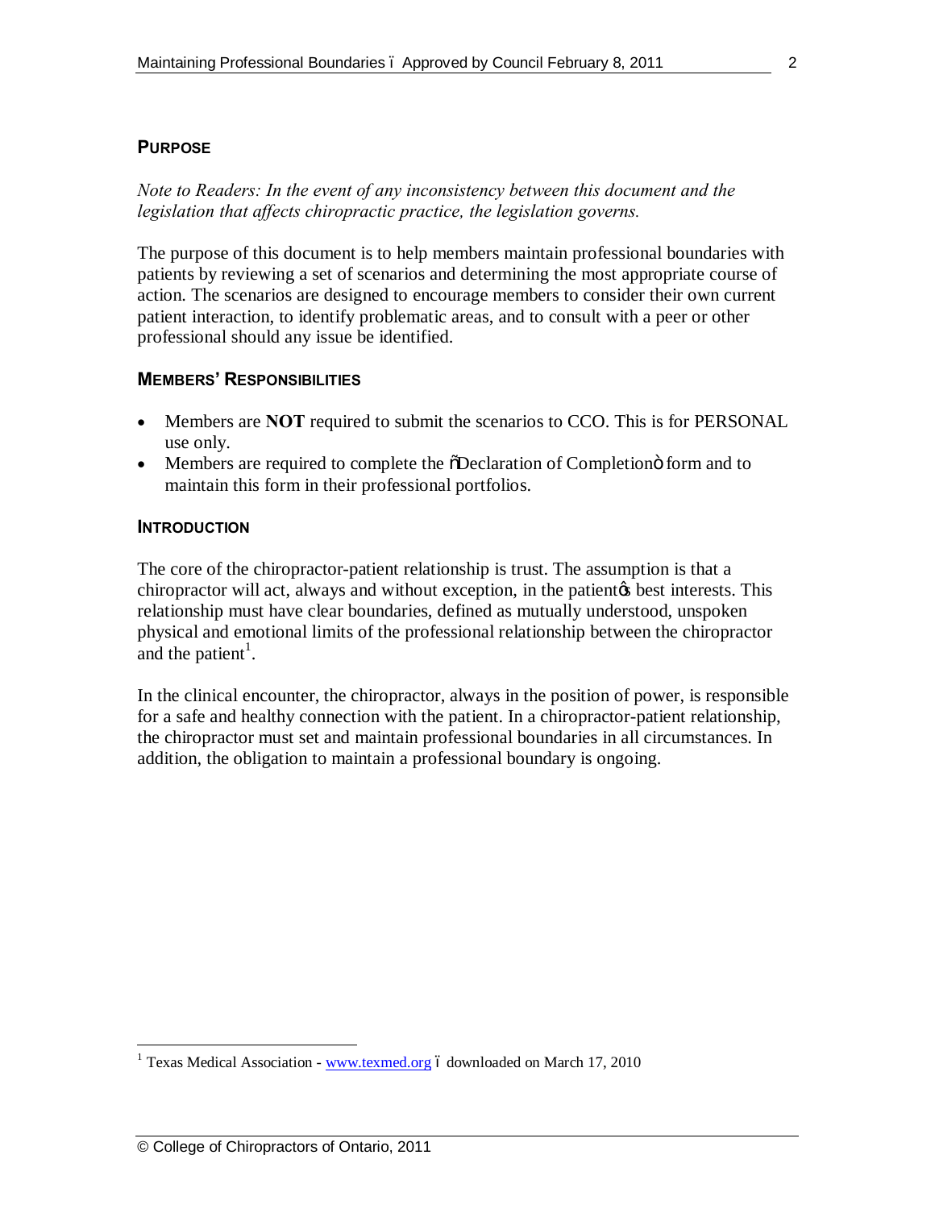## PURPOSE

*Note to Readers: In the event of any inconsistency between this document and the legislation that affects chiropractic practice, the legislation governs.*

The purpose of this document is to help members maintain professional boundaries with patients by reviewing a set of scenarios and determining the most appropriate course of action. The scenarios are designed to encourage members to consider their own current patient interaction, to identify problematic areas, and to consult with a peer or other professional should any issue be identified.

## MEMBERS' RESPONSIBILITIES

- Members are **NOT** required to submit the scenarios to CCO. This is for PERSONAL use only.
- Members are required to complete the "Declaration of Completion" form and to maintain this form in their professional portfolios.

## INTRODUCTION

The core of the chiropractor-patient relationship is trust. The assumption is that a chiropractor will act, always and without exception, in the patient's best interests. This relationship must have clear boundaries, defined as mutually understood, unspoken physical and emotional limits of the professional relationship between the chiropractor and the patient[1].

In the clinical encounter, the chiropractor, always in the position of power, is responsible for a safe and healthy connection with the patient. In a chiropractor-patient relationship, the chiropractor must set and maintain professional boundaries in all circumstances. In addition, the obligation to maintain a professional boundary is ongoing.

[1] Texas Medical Association - www.texmed.org – downloaded on March 17, 2010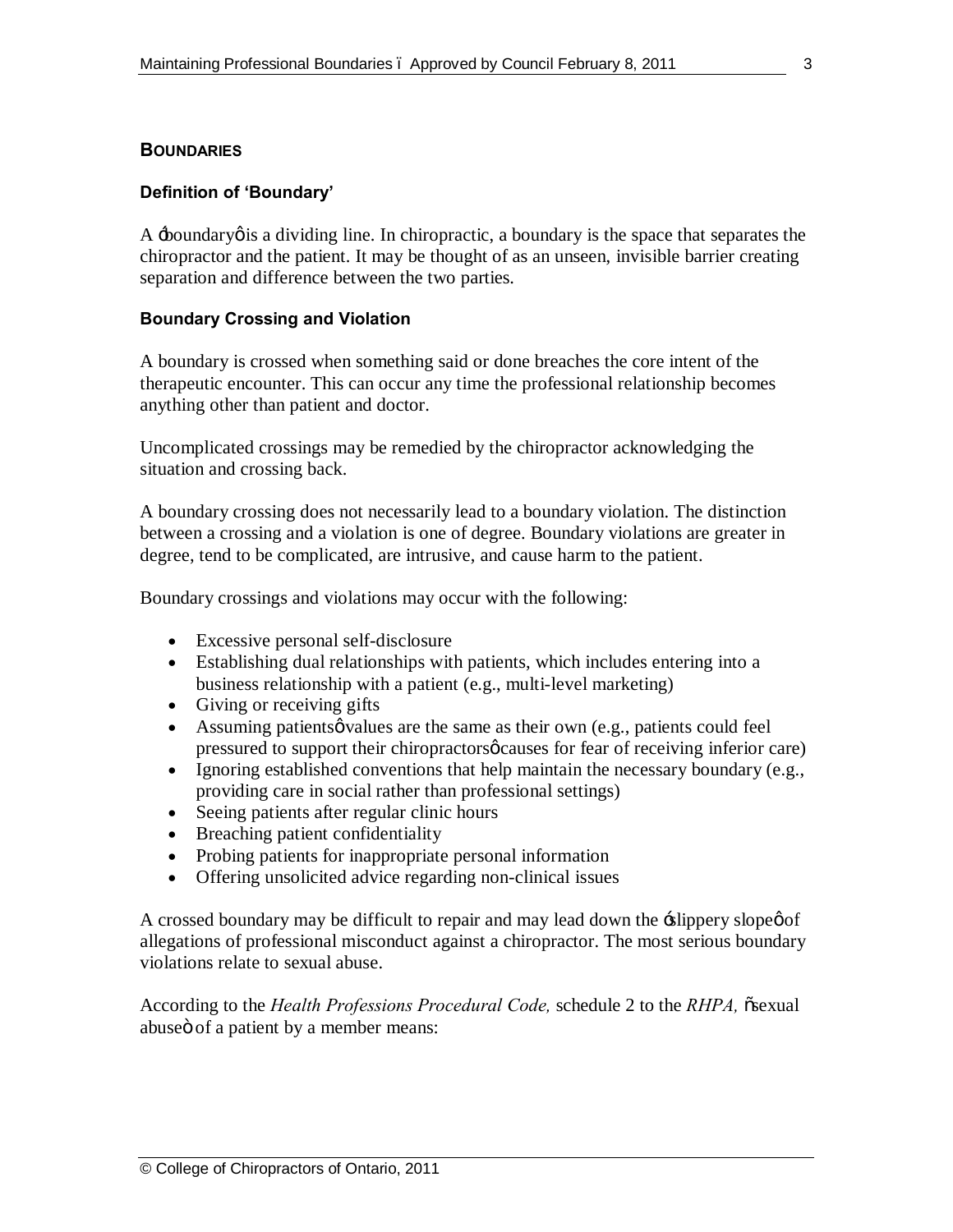## BOUNDARIES

### Definition of 'Boundary'

A 'boundary' is a dividing line. In chiropractic, a boundary is the space that separates the chiropractor and the patient. It may be thought of as an unseen, invisible barrier creating separation and difference between the two parties.

### Boundary Crossing and Violation

A boundary is crossed when something said or done breaches the core intent of the therapeutic encounter. This can occur any time the professional relationship becomes anything other than patient and doctor.

Uncomplicated crossings may be remedied by the chiropractor acknowledging the situation and crossing back.

A boundary crossing does not necessarily lead to a boundary violation. The distinction between a crossing and a violation is one of degree. Boundary violations are greater in degree, tend to be complicated, are intrusive, and cause harm to the patient.

Boundary crossings and violations may occur with the following:

- Excessive personal self-disclosure
- Establishing dual relationships with patients, which includes entering into a business relationship with a patient (e.g., multi-level marketing)
- Giving or receiving gifts
- Assuming patients' values are the same as their own (e.g., patients could feel pressured to support their chiropractors' causes for fear of receiving inferior care)
- Ignoring established conventions that help maintain the necessary boundary (e.g., providing care in social rather than professional settings)
- Seeing patients after regular clinic hours
- Breaching patient confidentiality
- Probing patients for inappropriate personal information
- Offering unsolicited advice regarding non-clinical issues

A crossed boundary may be difficult to repair and may lead down the 'slippery slope' of allegations of professional misconduct against a chiropractor. The most serious boundary violations relate to sexual abuse.

According to the *Health Professions Procedural Code,* schedule 2 to the *RHPA,* "sexual abuse" of a patient by a member means: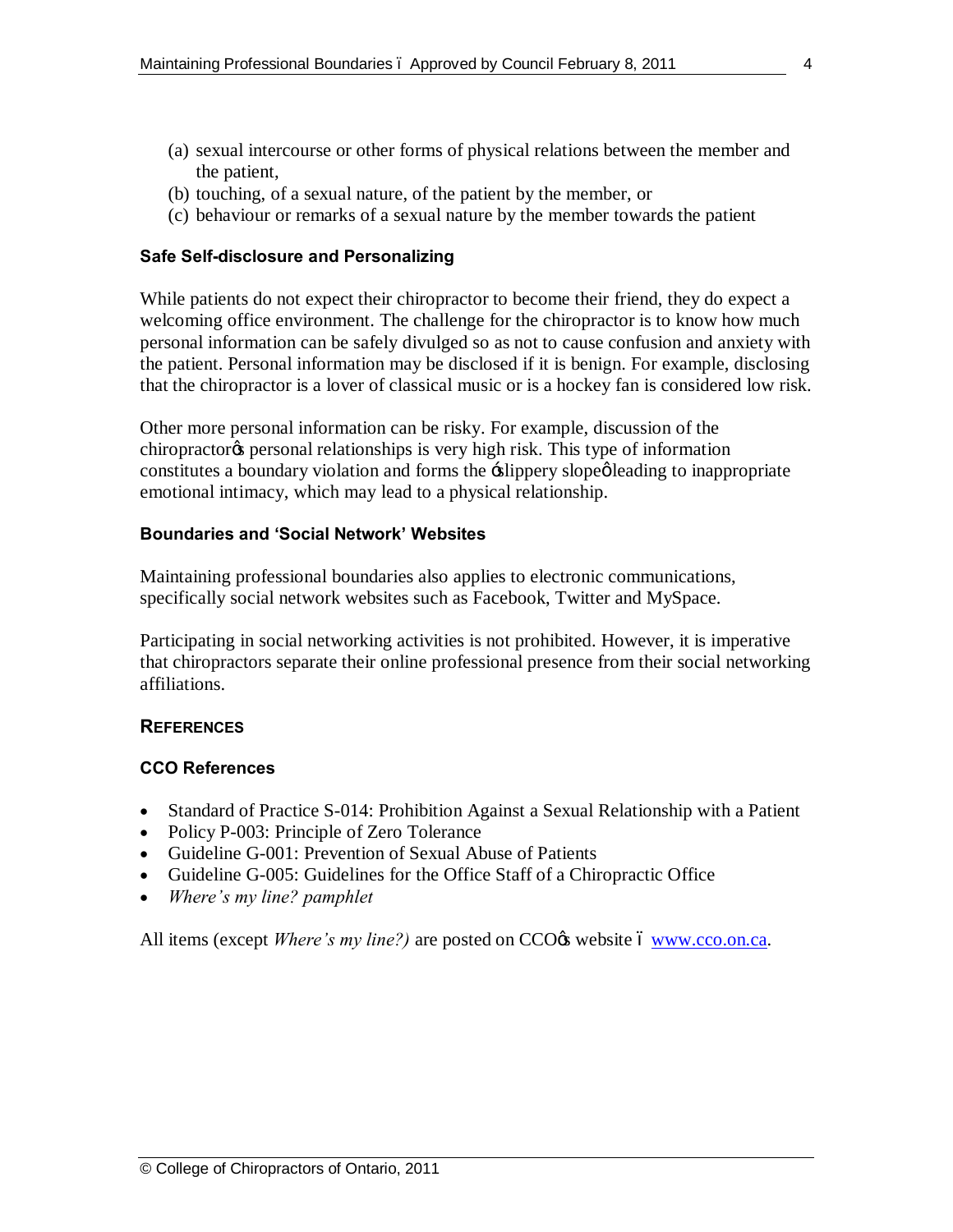(a) sexual intercourse or other forms of physical relations between the member and the patient,
(b) touching, of a sexual nature, of the patient by the member, or
(c) behaviour or remarks of a sexual nature by the member towards the patient

### Safe Self-disclosure and Personalizing

While patients do not expect their chiropractor to become their friend, they do expect a welcoming office environment. The challenge for the chiropractor is to know how much personal information can be safely divulged so as not to cause confusion and anxiety with the patient. Personal information may be disclosed if it is benign. For example, disclosing that the chiropractor is a lover of classical music or is a hockey fan is considered low risk.

Other more personal information can be risky. For example, discussion of the chiropractor's personal relationships is very high risk. This type of information constitutes a boundary violation and forms the 'slippery slope' leading to inappropriate emotional intimacy, which may lead to a physical relationship.

### Boundaries and 'Social Network' Websites

Maintaining professional boundaries also applies to electronic communications, specifically social network websites such as Facebook, Twitter and MySpace.

Participating in social networking activities is not prohibited. However, it is imperative that chiropractors separate their online professional presence from their social networking affiliations.

## REFERENCES

### CCO References

- Standard of Practice S-014: Prohibition Against a Sexual Relationship with a Patient
- Policy P-003: Principle of Zero Tolerance
- Guideline G-001: Prevention of Sexual Abuse of Patients
- Guideline G-005: Guidelines for the Office Staff of a Chiropractic Office
- *Where's my line? pamphlet*

All items (except *Where's my line?)* are posted on CCO's website – www.cco.on.ca.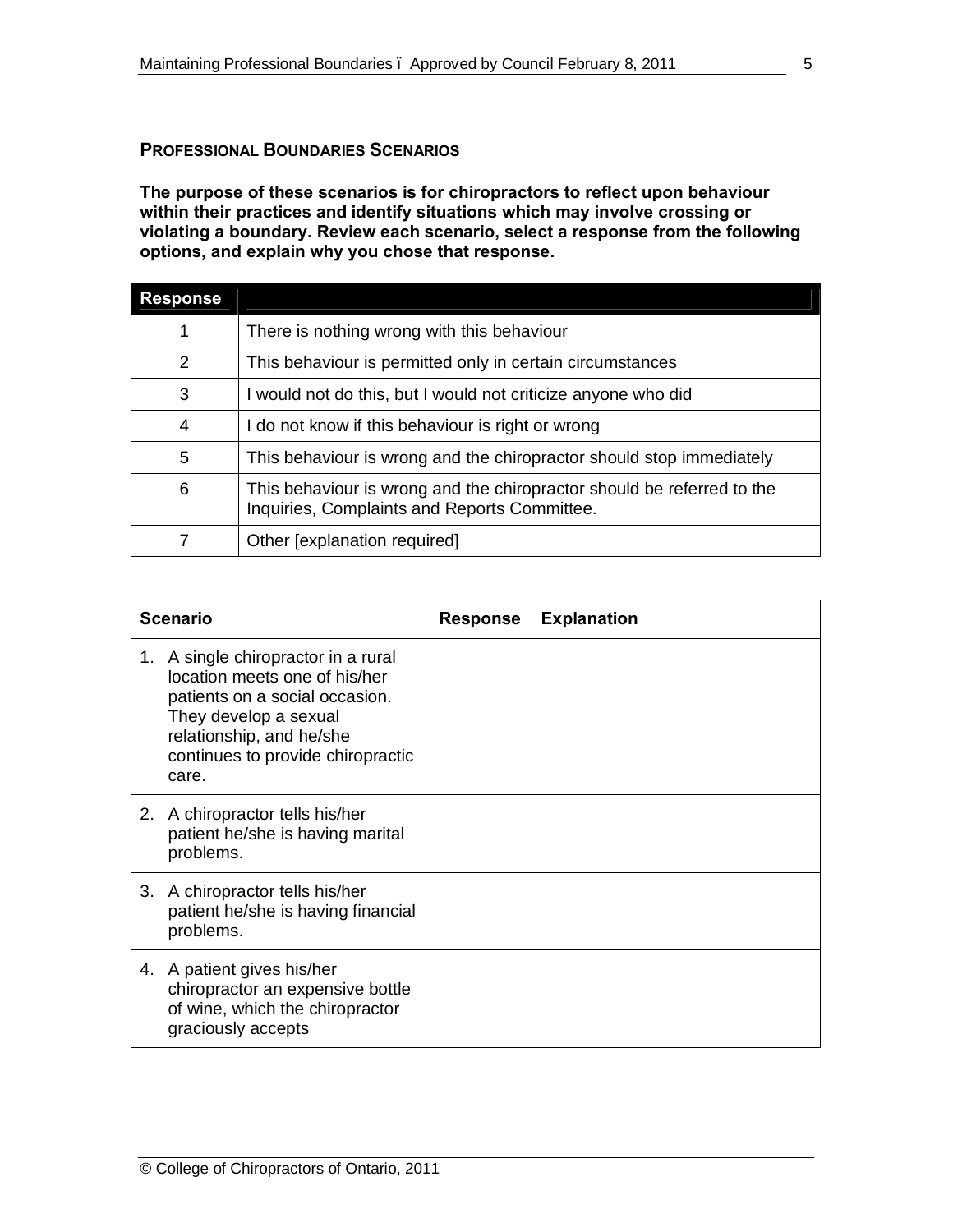## PROFESSIONAL BOUNDARIES SCENARIOS

**The purpose of these scenarios is for chiropractors to reflect upon behaviour within their practices and identify situations which may involve crossing or violating a boundary. Review each scenario, select a response from the following options, and explain why you chose that response.**

| Response | |
|---|---|
| 1 | There is nothing wrong with this behaviour |
| 2 | This behaviour is permitted only in certain circumstances |
| 3 | I would not do this, but I would not criticize anyone who did |
| 4 | I do not know if this behaviour is right or wrong |
| 5 | This behaviour is wrong and the chiropractor should stop immediately |
| 6 | This behaviour is wrong and the chiropractor should be referred to the Inquiries, Complaints and Reports Committee. |
| 7 | Other [explanation required] |

| Scenario | Response | Explanation |
|---|---|---|
| 1. A single chiropractor in a rural location meets one of his/her patients on a social occasion. They develop a sexual relationship, and he/she continues to provide chiropractic care. | | |
| 2. A chiropractor tells his/her patient he/she is having marital problems. | | |
| 3. A chiropractor tells his/her patient he/she is having financial problems. | | |
| 4. A patient gives his/her chiropractor an expensive bottle of wine, which the chiropractor graciously accepts | | |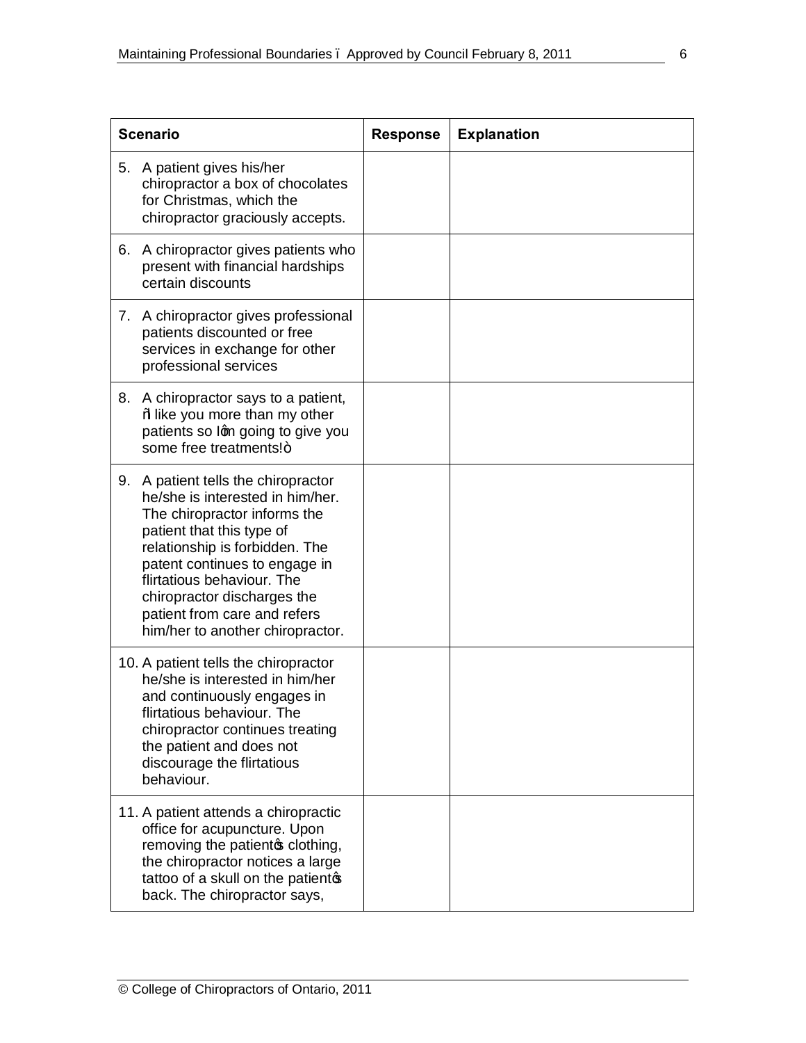| Scenario | Response | Explanation |
|---|---|---|
| 5. A patient gives his/her chiropractor a box of chocolates for Christmas, which the chiropractor graciously accepts. | | |
| 6. A chiropractor gives patients who present with financial hardships certain discounts | | |
| 7. A chiropractor gives professional patients discounted or free services in exchange for other professional services | | |
| 8. A chiropractor says to a patient, "I like you more than my other patients so I'm going to give you some free treatments!" | | |
| 9. A patient tells the chiropractor he/she is interested in him/her. The chiropractor informs the patient that this type of relationship is forbidden. The patent continues to engage in flirtatious behaviour. The chiropractor discharges the patient from care and refers him/her to another chiropractor. | | |
| 10. A patient tells the chiropractor he/she is interested in him/her and continuously engages in flirtatious behaviour. The chiropractor continues treating the patient and does not discourage the flirtatious behaviour. | | |
| 11. A patient attends a chiropractic office for acupuncture. Upon removing the patient's clothing, the chiropractor notices a large tattoo of a skull on the patient's back. The chiropractor says, | | |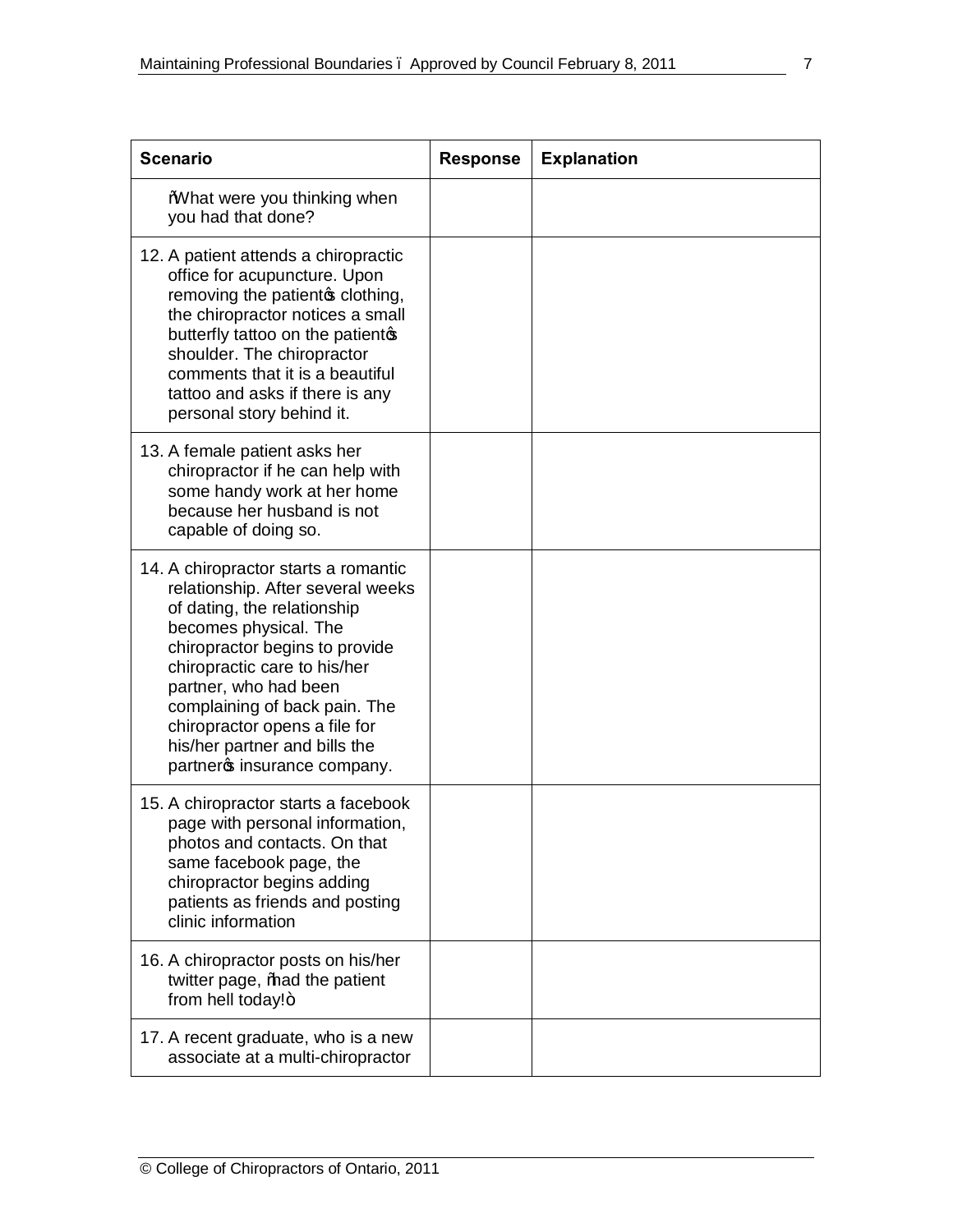| Scenario | Response | Explanation |
|---|---|---|
| "What were you thinking when you had that done? | | |
| 12. A patient attends a chiropractic office for acupuncture. Upon removing the patient's clothing, the chiropractor notices a small butterfly tattoo on the patient's shoulder. The chiropractor comments that it is a beautiful tattoo and asks if there is any personal story behind it. | | |
| 13. A female patient asks her chiropractor if he can help with some handy work at her home because her husband is not capable of doing so. | | |
| 14. A chiropractor starts a romantic relationship. After several weeks of dating, the relationship becomes physical. The chiropractor begins to provide chiropractic care to his/her partner, who had been complaining of back pain. The chiropractor opens a file for his/her partner and bills the partner's insurance company. | | |
| 15. A chiropractor starts a facebook page with personal information, photos and contacts. On that same facebook page, the chiropractor begins adding patients as friends and posting clinic information | | |
| 16. A chiropractor posts on his/her twitter page, "had the patient from hell today!" | | |
| 17. A recent graduate, who is a new associate at a multi-chiropractor | | |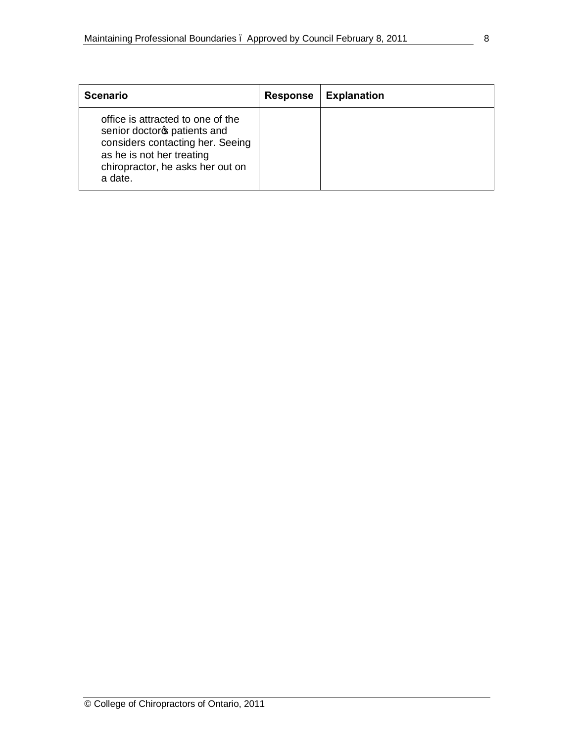| Scenario | Response | Explanation |
| --- | --- | --- |
| office is attracted to one of the senior doctor's patients and considers contacting her. Seeing as he is not her treating chiropractor, he asks her out on a date. | | |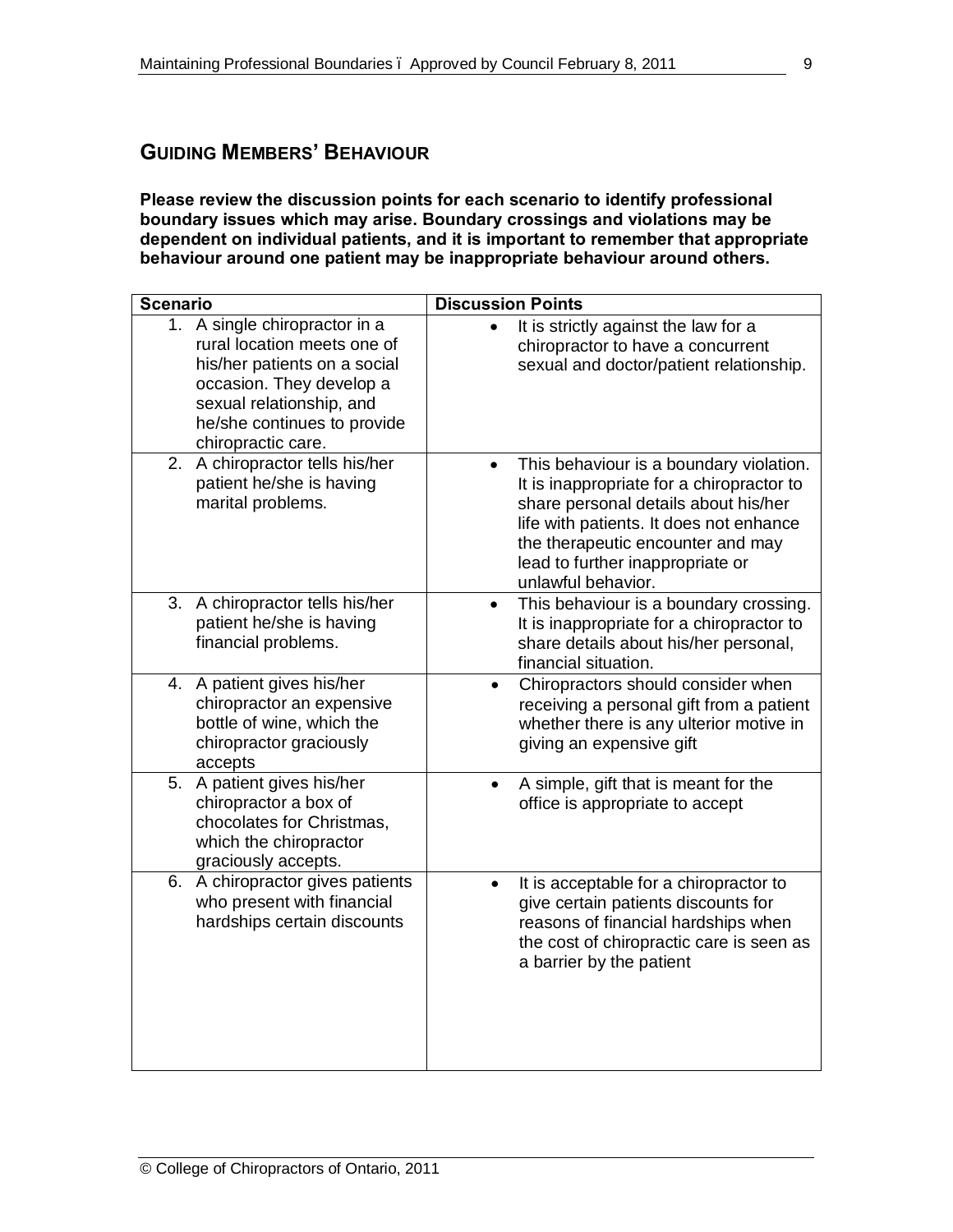## Guiding Members' Behaviour

**Please review the discussion points for each scenario to identify professional boundary issues which may arise. Boundary crossings and violations may be dependent on individual patients, and it is important to remember that appropriate behaviour around one patient may be inappropriate behaviour around others.**

| Scenario | Discussion Points |
| --- | --- |
| 1. A single chiropractor in a rural location meets one of his/her patients on a social occasion. They develop a sexual relationship, and he/she continues to provide chiropractic care. | • It is strictly against the law for a chiropractor to have a concurrent sexual and doctor/patient relationship. |
| 2. A chiropractor tells his/her patient he/she is having marital problems. | • This behaviour is a boundary violation. It is inappropriate for a chiropractor to share personal details about his/her life with patients. It does not enhance the therapeutic encounter and may lead to further inappropriate or unlawful behavior. |
| 3. A chiropractor tells his/her patient he/she is having financial problems. | • This behaviour is a boundary crossing. It is inappropriate for a chiropractor to share details about his/her personal, financial situation. |
| 4. A patient gives his/her chiropractor an expensive bottle of wine, which the chiropractor graciously accepts | • Chiropractors should consider when receiving a personal gift from a patient whether there is any ulterior motive in giving an expensive gift |
| 5. A patient gives his/her chiropractor a box of chocolates for Christmas, which the chiropractor graciously accepts. | • A simple, gift that is meant for the office is appropriate to accept |
| 6. A chiropractor gives patients who present with financial hardships certain discounts | • It is acceptable for a chiropractor to give certain patients discounts for reasons of financial hardships when the cost of chiropractic care is seen as a barrier by the patient |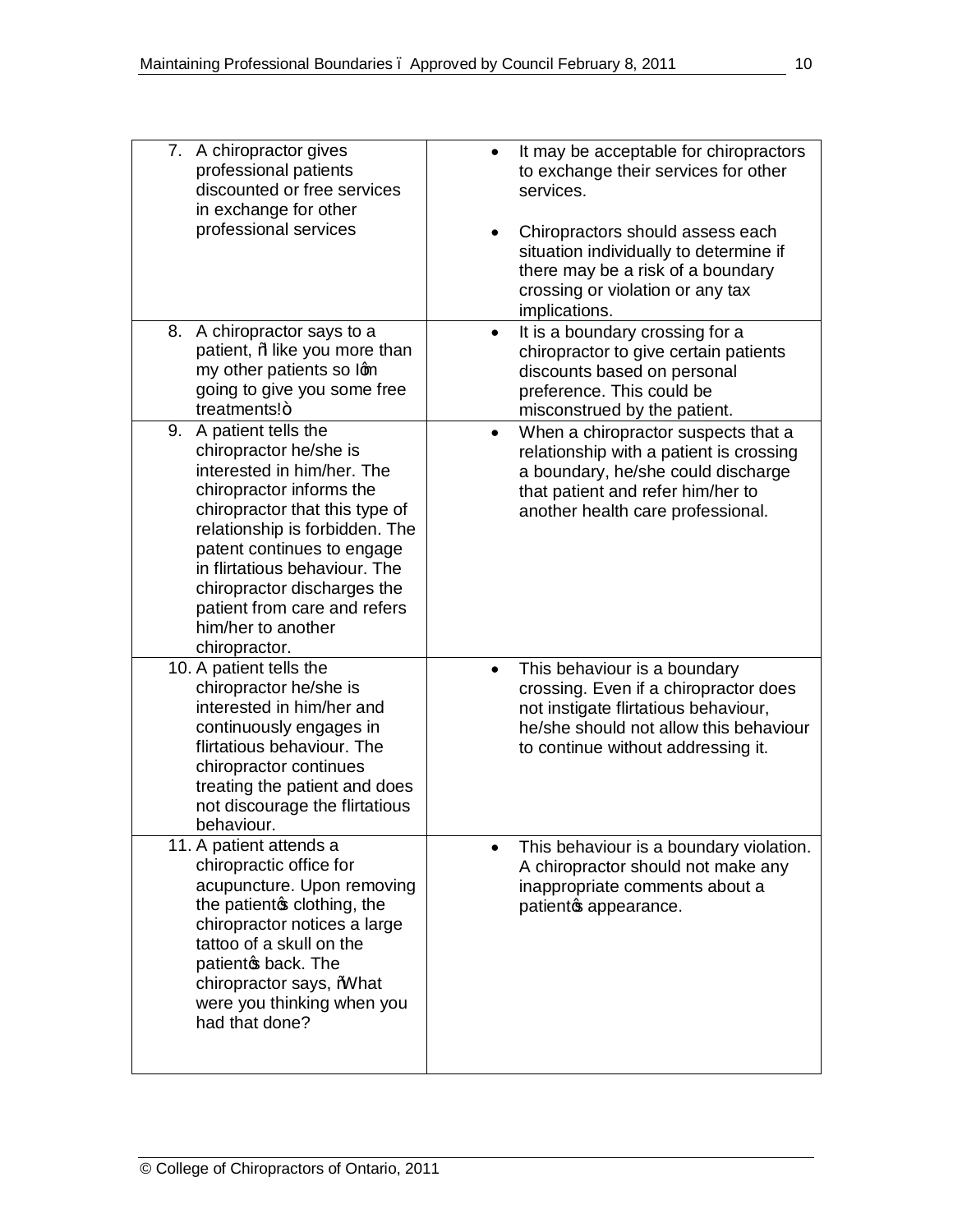| | |
|---|---|
| 7. A chiropractor gives professional patients discounted or free services in exchange for other professional services | • It may be acceptable for chiropractors to exchange their services for other services.<br><br>• Chiropractors should assess each situation individually to determine if there may be a risk of a boundary crossing or violation or any tax implications. |
| 8. A chiropractor says to a patient, "I like you more than my other patients so I'm going to give you some free treatments!" | • It is a boundary crossing for a chiropractor to give certain patients discounts based on personal preference. This could be misconstrued by the patient. |
| 9. A patient tells the chiropractor he/she is interested in him/her. The chiropractor informs the chiropractor that this type of relationship is forbidden. The patent continues to engage in flirtatious behaviour. The chiropractor discharges the patient from care and refers him/her to another chiropractor. | • When a chiropractor suspects that a relationship with a patient is crossing a boundary, he/she could discharge that patient and refer him/her to another health care professional. |
| 10. A patient tells the chiropractor he/she is interested in him/her and continuously engages in flirtatious behaviour. The chiropractor continues treating the patient and does not discourage the flirtatious behaviour. | • This behaviour is a boundary crossing. Even if a chiropractor does not instigate flirtatious behaviour, he/she should not allow this behaviour to continue without addressing it. |
| 11. A patient attends a chiropractic office for acupuncture. Upon removing the patient's clothing, the chiropractor notices a large tattoo of a skull on the patient's back. The chiropractor says, "What were you thinking when you had that done? | • This behaviour is a boundary violation. A chiropractor should not make any inappropriate comments about a patient's appearance. |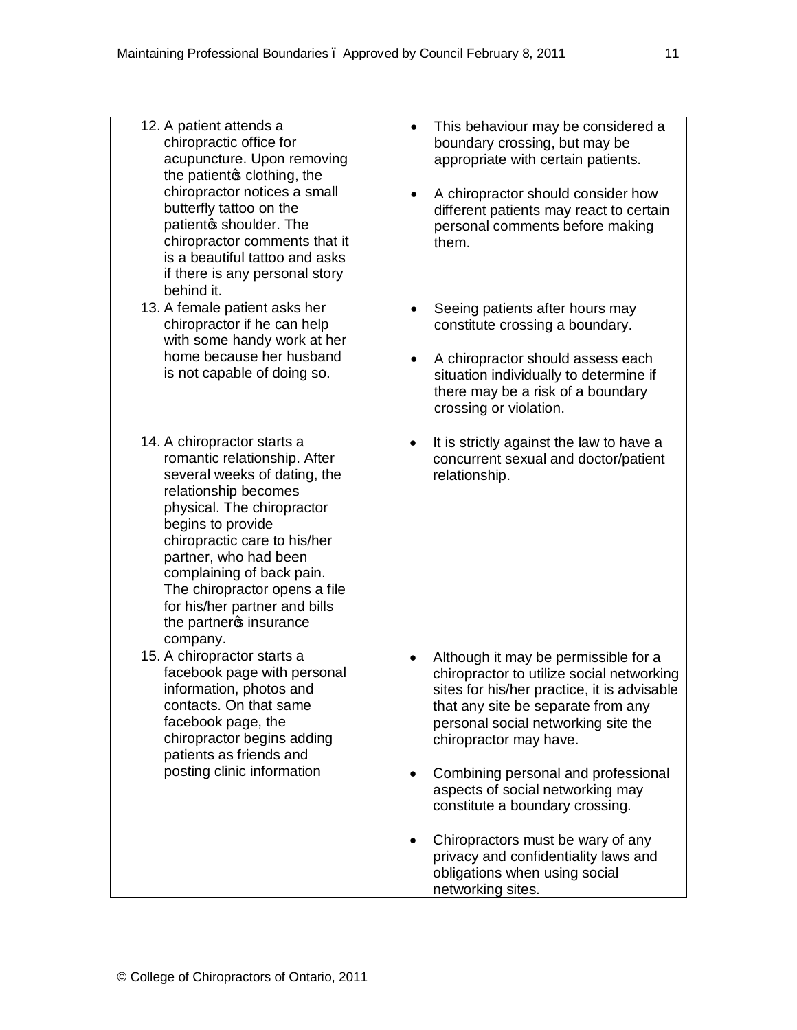| | |
|---|---|
| 12. A patient attends a chiropractic office for acupuncture. Upon removing the patient's clothing, the chiropractor notices a small butterfly tattoo on the patient's shoulder. The chiropractor comments that it is a beautiful tattoo and asks if there is any personal story behind it. | • This behaviour may be considered a boundary crossing, but may be appropriate with certain patients.<br><br>• A chiropractor should consider how different patients may react to certain personal comments before making them. |
| 13. A female patient asks her chiropractor if he can help with some handy work at her home because her husband is not capable of doing so. | • Seeing patients after hours may constitute crossing a boundary.<br><br>• A chiropractor should assess each situation individually to determine if there may be a risk of a boundary crossing or violation. |
| 14. A chiropractor starts a romantic relationship. After several weeks of dating, the relationship becomes physical. The chiropractor begins to provide chiropractic care to his/her partner, who had been complaining of back pain. The chiropractor opens a file for his/her partner and bills the partner's insurance company. | • It is strictly against the law to have a concurrent sexual and doctor/patient relationship. |
| 15. A chiropractor starts a facebook page with personal information, photos and contacts. On that same facebook page, the chiropractor begins adding patients as friends and posting clinic information | • Although it may be permissible for a chiropractor to utilize social networking sites for his/her practice, it is advisable that any site be separate from any personal social networking site the chiropractor may have.<br><br>• Combining personal and professional aspects of social networking may constitute a boundary crossing.<br><br>• Chiropractors must be wary of any privacy and confidentiality laws and obligations when using social networking sites. |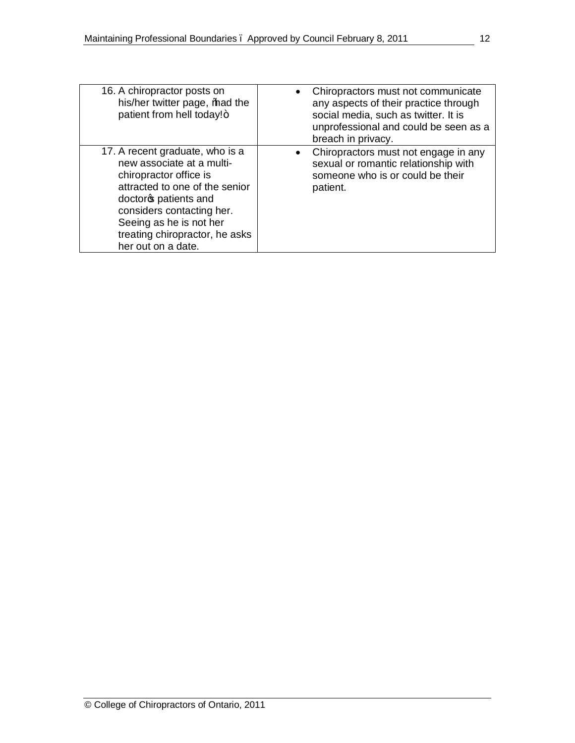| | |
|---|---|
| 16. A chiropractor posts on his/her twitter page, "had the patient from hell today!" | • Chiropractors must not communicate any aspects of their practice through social media, such as twitter. It is unprofessional and could be seen as a breach in privacy. |
| 17. A recent graduate, who is a new associate at a multi-chiropractor office is attracted to one of the senior doctor's patients and considers contacting her. Seeing as he is not her treating chiropractor, he asks her out on a date. | • Chiropractors must not engage in any sexual or romantic relationship with someone who is or could be their patient. |

© College of Chiropractors of Ontario, 2011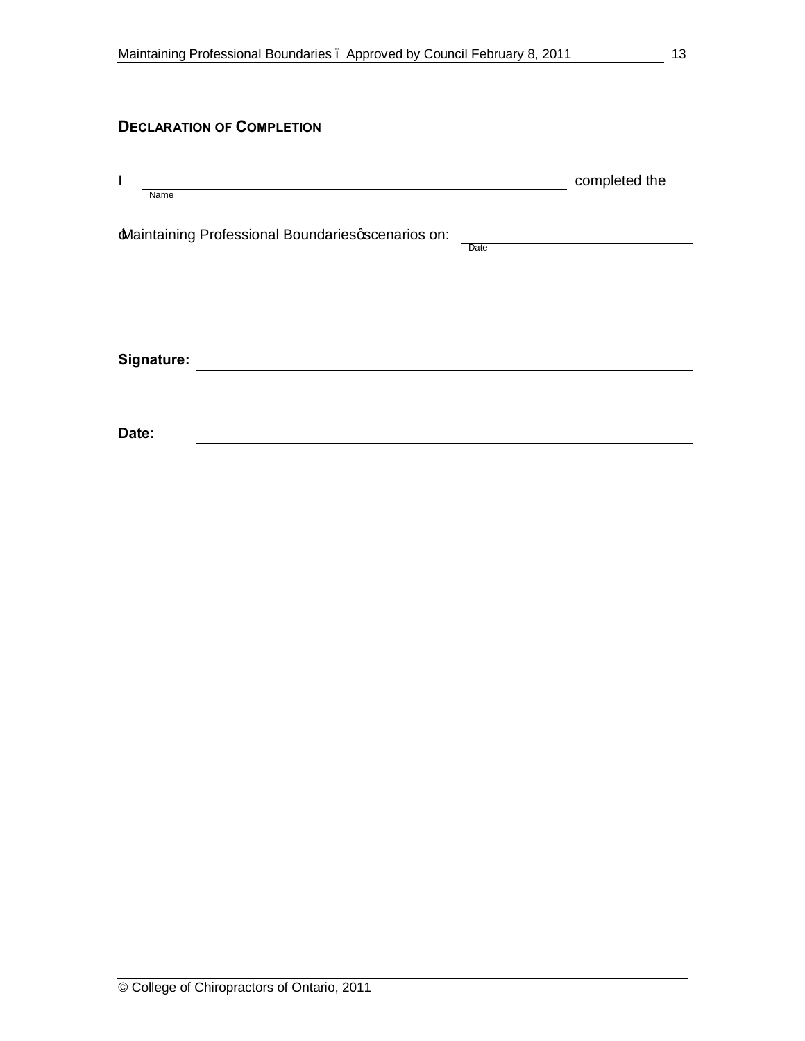## DECLARATION OF COMPLETION

I _______________________________________________ completed the
Name

"Maintaining Professional Boundaries" scenarios on: ____________________
Date

**Signature:** _______________________________________________

**Date:** _______________________________________________

© College of Chiropractors of Ontario, 2011